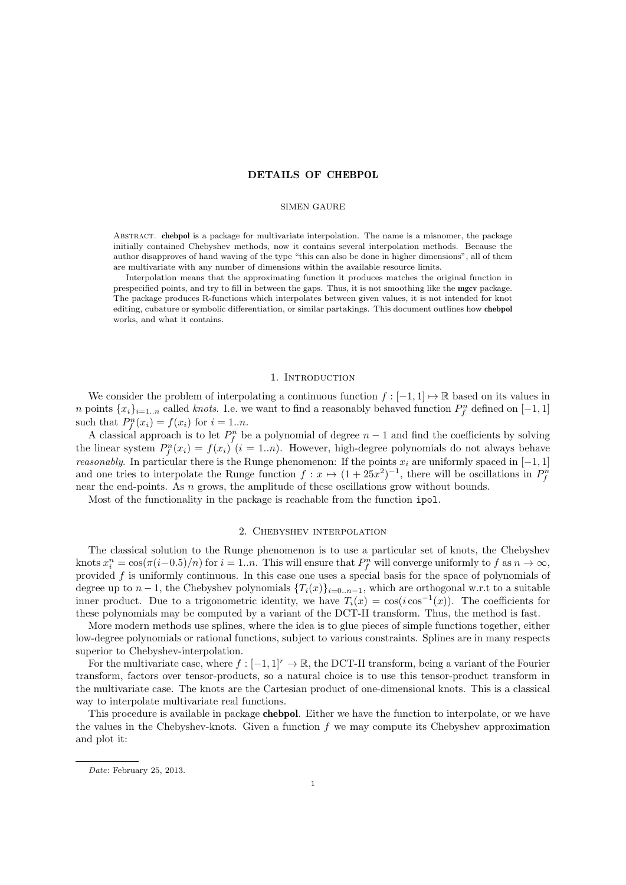# DETAILS OF CHEBPOL

SIMEN GAURE

Abstract. **chebpol** is a package for multivariate interpolation. The name is a misnomer, the package initially contained Chebyshev methods, now it contains several interpolation methods. Because the author disapproves of hand waving of the type "this can also be done in higher dimensions", all of them are multivariate with any number of dimensions within the available resource limits.

Interpolation means that the approximating function it produces matches the original function in prespecified points, and try to fill in between the gaps. Thus, it is not smoothing like the **mgcv** package. The package produces R-functions which interpolates between given values, it is not intended for knot editing, cubature or symbolic differentiation, or similar partakings. This document outlines how **chebpol** works, and what it contains.

## 1. Introduction

We consider the problem of interpolating a continuous function $f : [-1, 1] \mapsto \mathbb{R}$ based on its values in $n$ points $\{x_i\}_{i=1..n}$ called *knots*. I.e. we want to find a reasonably behaved function $P_f^n$ defined on $[-1, 1]$ such that $P_f^n(x_i) = f(x_i)$ for $i = 1..n$.

A classical approach is to let $P_f^n$ be a polynomial of degree $n-1$ and find the coefficients by solving the linear system $P_f^n(x_i) = f(x_i)$ $(i = 1..n)$. However, high-degree polynomials do not always behave *reasonably*. In particular there is the Runge phenomenon: If the points $x_i$ are uniformly spaced in $[-1, 1]$ and one tries to interpolate the Runge function $f : x \mapsto (1 + 25x^2)^{-1}$, there will be oscillations in $P_f^n$ near the end-points. As $n$ grows, the amplitude of these oscillations grow without bounds.

Most of the functionality in the package is reachable from the function `ipol`.

## 2. Chebyshev interpolation

The classical solution to the Runge phenomenon is to use a particular set of knots, the Chebyshev knots $x_i^n = \cos(\pi(i-0.5)/n)$ for $i = 1..n$. This will ensure that $P_f^n$ will converge uniformly to $f$ as $n \to \infty$, provided $f$ is uniformly continuous. In this case one uses a special basis for the space of polynomials of degree up to $n-1$, the Chebyshev polynomials $\{T_i(x)\}_{i=0..n-1}$, which are orthogonal w.r.t to a suitable inner product. Due to a trigonometric identity, we have $T_i(x) = \cos(i \cos^{-1}(x))$. The coefficients for these polynomials may be computed by a variant of the DCT-II transform. Thus, the method is fast.

More modern methods use splines, where the idea is to glue pieces of simple functions together, either low-degree polynomials or rational functions, subject to various constraints. Splines are in many respects superior to Chebyshev-interpolation.

For the multivariate case, where $f : [-1, 1]^r \to \mathbb{R}$, the DCT-II transform, being a variant of the Fourier transform, factors over tensor-products, so a natural choice is to use this tensor-product transform in the multivariate case. The knots are the Cartesian product of one-dimensional knots. This is a classical way to interpolate multivariate real functions.

This procedure is available in package **chebpol**. Either we have the function to interpolate, or we have the values in the Chebyshev-knots. Given a function $f$ we may compute its Chebyshev approximation and plot it:

*Date*: February 25, 2013.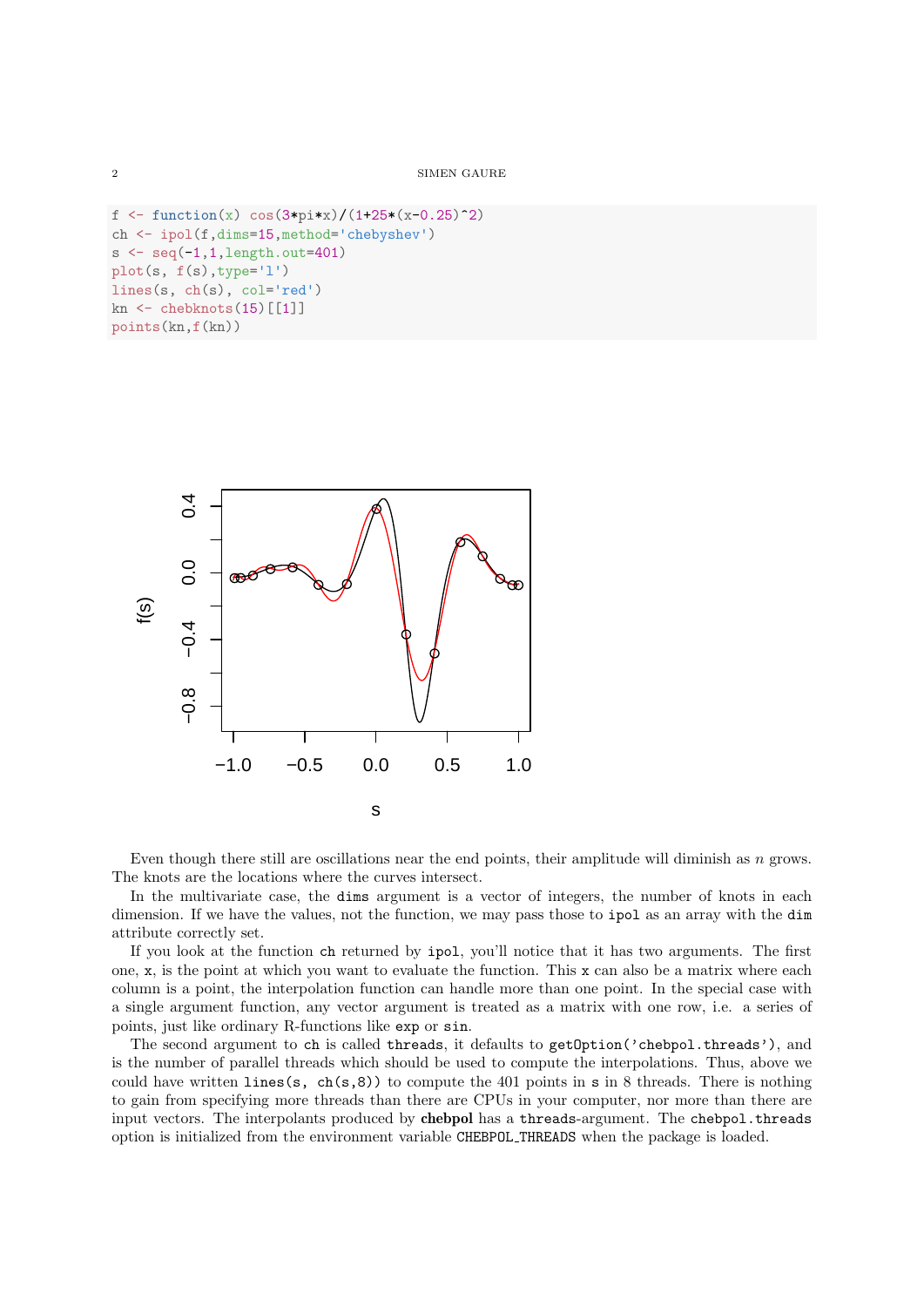```
f <- function(x) cos(3*pi*x)/(1+25*(x-0.25)^2)
ch <- ipol(f,dims=15,method='chebyshev')
s <- seq(-1,1,length.out=401)
plot(s, f(s),type='l')
lines(s, ch(s), col='red')
kn <- chebknots(15)[[1]]
points(kn,f(kn))
```

Even though there still are oscillations near the end points, their amplitude will diminish as $n$ grows. The knots are the locations where the curves intersect.

In the multivariate case, the `dims` argument is a vector of integers, the number of knots in each dimension. If we have the values, not the function, we may pass those to `ipol` as an array with the `dim` attribute correctly set.

If you look at the function `ch` returned by `ipol`, you'll notice that it has two arguments. The first one, `x`, is the point at which you want to evaluate the function. This `x` can also be a matrix where each column is a point, the interpolation function can handle more than one point. In the special case with a single argument function, any vector argument is treated as a matrix with one row, i.e. a series of points, just like ordinary R-functions like `exp` or `sin`.

The second argument to `ch` is called `threads`, it defaults to `getOption('chebpol.threads')`, and is the number of parallel threads which should be used to compute the interpolations. Thus, above we could have written `lines(s, ch(s,8))` to compute the 401 points in `s` in 8 threads. There is nothing to gain from specifying more threads than there are CPUs in your computer, nor more than there are input vectors. The interpolants produced by **chebpol** has a `threads`-argument. The `chebpol.threads` option is initialized from the environment variable `CHEBPOL_THREADS` when the package is loaded.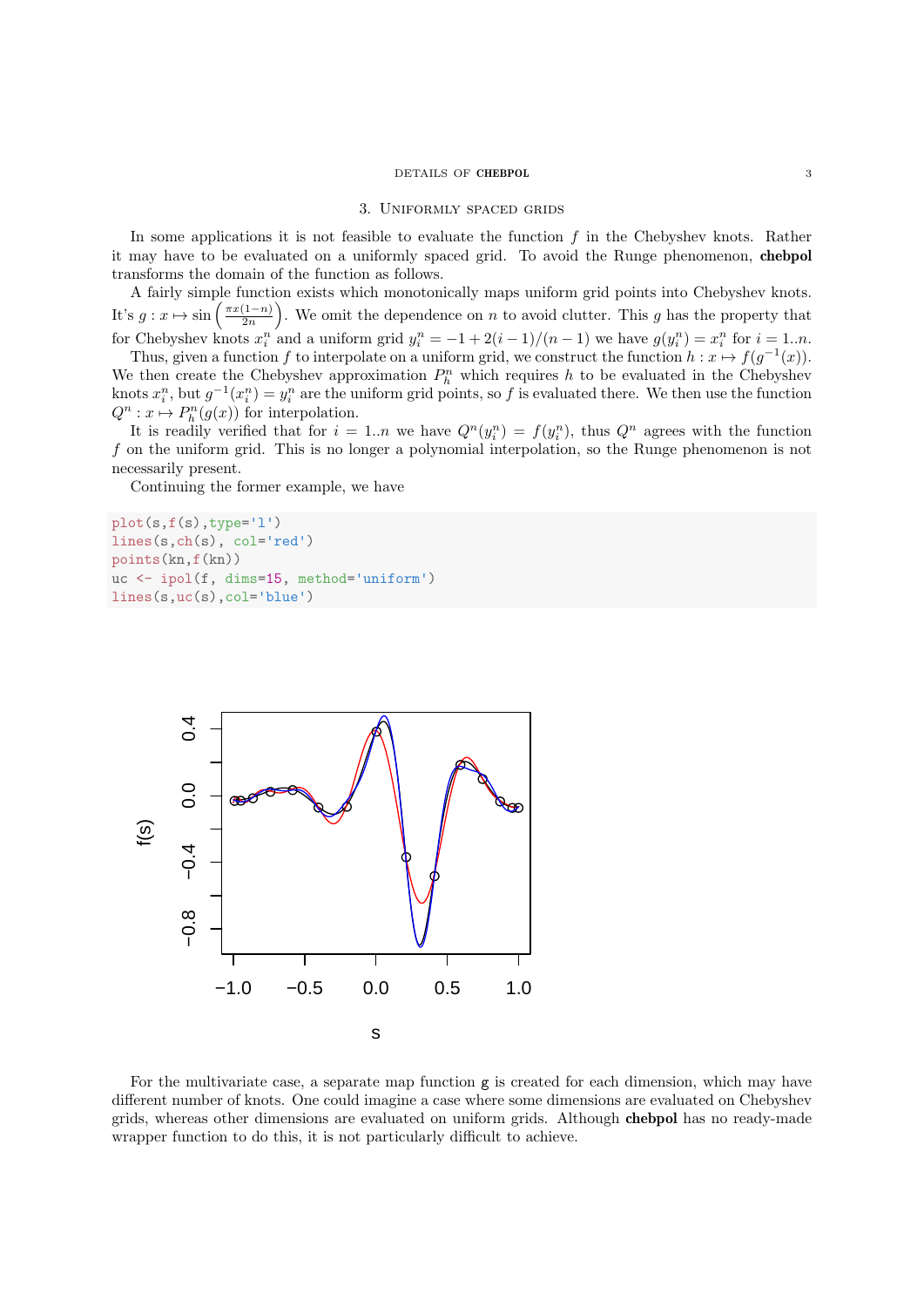## 3. Uniformly spaced grids

In some applications it is not feasible to evaluate the function $f$ in the Chebyshev knots. Rather it may have to be evaluated on a uniformly spaced grid. To avoid the Runge phenomenon, **chebpol** transforms the domain of the function as follows.

A fairly simple function exists which monotonically maps uniform grid points into Chebyshev knots. It's $g : x \mapsto \sin\left(\frac{\pi x(1-n)}{2n}\right)$. We omit the dependence on $n$ to avoid clutter. This $g$ has the property that for Chebyshev knots $x_i^n$ and a uniform grid $y_i^n = -1 + 2(i-1)/(n-1)$ we have $g(y_i^n) = x_i^n$ for $i = 1..n$.

Thus, given a function $f$ to interpolate on a uniform grid, we construct the function $h : x \mapsto f(g^{-1}(x))$. We then create the Chebyshev approximation $P_h^n$ which requires $h$ to be evaluated in the Chebyshev knots $x_i^n$, but $g^{-1}(x_i^n) = y_i^n$ are the uniform grid points, so $f$ is evaluated there. We then use the function $Q^n : x \mapsto P_h^n(g(x))$ for interpolation.

It is readily verified that for $i = 1..n$ we have $Q^n(y_i^n) = f(y_i^n)$, thus $Q^n$ agrees with the function $f$ on the uniform grid. This is no longer a polynomial interpolation, so the Runge phenomenon is not necessarily present.

Continuing the former example, we have

```
plot(s,f(s),type='l')
lines(s,ch(s), col='red')
points(kn,f(kn))
uc <- ipol(f, dims=15, method='uniform')
lines(s,uc(s),col='blue')
```

For the multivariate case, a separate map function `g` is created for each dimension, which may have different number of knots. One could imagine a case where some dimensions are evaluated on Chebyshev grids, whereas other dimensions are evaluated on uniform grids. Although **chebpol** has no ready-made wrapper function to do this, it is not particularly difficult to achieve.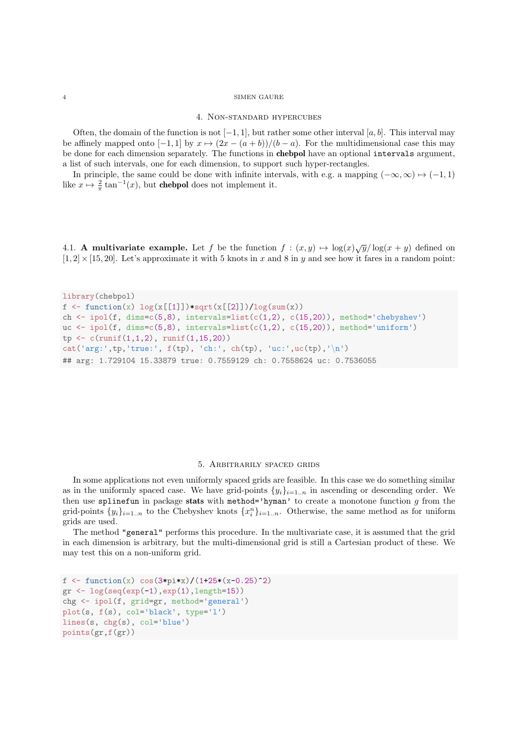## 4. Non-standard hypercubes

Often, the domain of the function is not $[-1, 1]$, but rather some other interval $[a, b]$. This interval may be affinely mapped onto $[-1, 1]$ by $x \mapsto (2x - (a + b))/(b - a)$. For the multidimensional case this may be done for each dimension separately. The functions in **chebpol** have an optional `intervals` argument, a list of such intervals, one for each dimension, to support such hyper-rectangles.

In principle, the same could be done with infinite intervals, with e.g. a mapping $(-\infty, \infty) \mapsto (-1, 1)$ like $x \mapsto \frac{2}{\pi} \tan^{-1}(x)$, but **chebpol** does not implement it.

### 4.1. A multivariate example.

Let $f$ be the function $f : (x, y) \mapsto \log(x)\sqrt{y}/\log(x + y)$ defined on $[1, 2] \times [15, 20]$. Let's approximate it with 5 knots in $x$ and 8 in $y$ and see how it fares in a random point:

```
library(chebpol)
f <- function(x) log(x[[1]])*sqrt(x[[2]])/log(sum(x))
ch <- ipol(f, dims=c(5,8), intervals=list(c(1,2), c(15,20)), method='chebyshev')
uc <- ipol(f, dims=c(5,8), intervals=list(c(1,2), c(15,20)), method='uniform')
tp <- c(runif(1,1,2), runif(1,15,20))
cat('arg:',tp,'true:', f(tp), 'ch:', ch(tp), 'uc:',uc(tp),'\n')
## arg: 1.729104 15.33879 true: 0.7559129 ch: 0.7558624 uc: 0.7536055
```

## 5. Arbitrarily spaced grids

In some applications not even uniformly spaced grids are feasible. In this case we do something similar as in the uniformly spaced case. We have grid-points $\{y_i\}_{i=1..n}$ in ascending or descending order. We then use `splinefun` in package **stats** with `method='hyman'` to create a monotone function $g$ from the grid-points $\{y_i\}_{i=1..n}$ to the Chebyshev knots $\{x_i^n\}_{i=1..n}$. Otherwise, the same method as for uniform grids are used.

The method `"general"` performs this procedure. In the multivariate case, it is assumed that the grid in each dimension is arbitrary, but the multi-dimensional grid is still a Cartesian product of these. We may test this on a non-uniform grid.

```
f <- function(x) cos(3*pi*x)/(1+25*(x-0.25)^2)
gr <- log(seq(exp(-1),exp(1),length=15))
chg <- ipol(f, grid=gr, method='general')
plot(s, f(s), col='black', type='l')
lines(s, chg(s), col='blue')
points(gr,f(gr))
```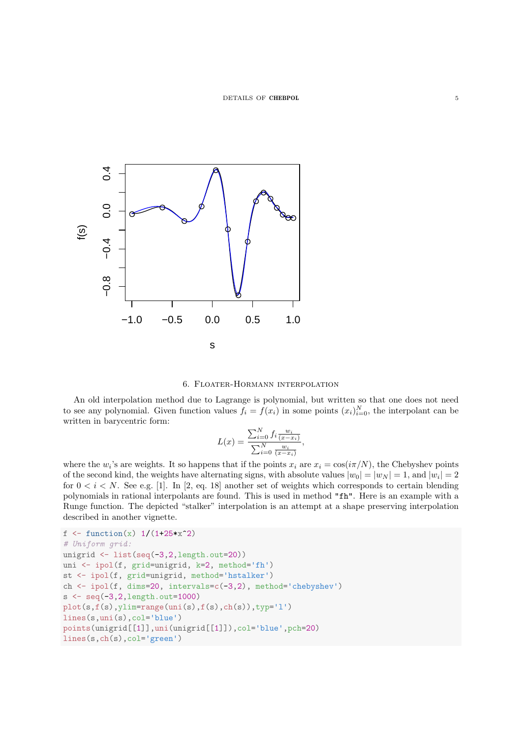## 6. Floater-Hormann interpolation

An old interpolation method due to Lagrange is polynomial, but written so that one does not need to see any polynomial. Given function values $f_i = f(x_i)$ in some points $(x_i)_{i=0}^N$, the interpolant can be written in barycentric form:

$$L(x) = \frac{\sum_{i=0}^N f_i \frac{w_i}{(x-x_i)}}{\sum_{i=0}^N \frac{w_i}{(x-x_i)}},$$

where the $w_i$'s are weights. It so happens that if the points $x_i$ are $x_i = \cos(i\pi/N)$, the Chebyshev points of the second kind, the weights have alternating signs, with absolute values $|w_0| = |w_N| = 1$, and $|w_i| = 2$ for $0 < i < N$. See e.g. [1]. In [2, eq. 18] another set of weights which corresponds to certain blending polynomials in rational interpolants are found. This is used in method "fh". Here is an example with a Runge function. The depicted "stalker" interpolation is an attempt at a shape preserving interpolation described in another vignette.

```
f <- function(x) 1/(1+25*x^2)
# Uniform grid:
unigrid <- list(seq(-3,2,length.out=20))
uni <- ipol(f, grid=unigrid, k=2, method='fh')
st <- ipol(f, grid=unigrid, method='hstalker')
ch <- ipol(f, dims=20, intervals=c(-3,2), method='chebyshev')
s <- seq(-3,2,length.out=1000)
plot(s,f(s),ylim=range(uni(s),f(s),ch(s)),typ='l')
lines(s,uni(s),col='blue')
points(unigrid[[1]],uni(unigrid[[1]]),col='blue',pch=20)
lines(s,ch(s),col='green')
```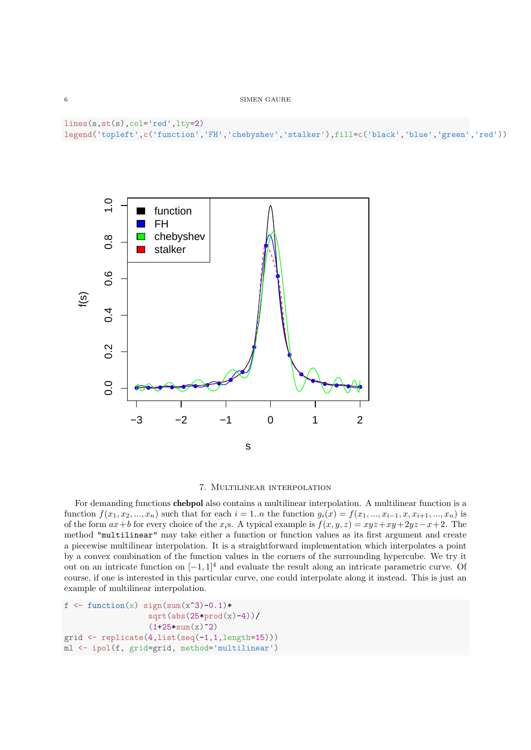```
lines(s,st(s),col='red',lty=2)
legend('topleft',c('function','FH','chebyshev','stalker'),fill=c('black','blue','green','red'))
```

## 7. Multilinear interpolation

For demanding functions **chebpol** also contains a multilinear interpolation. A multilinear function is a function $f(x_1, x_2, ..., x_n)$ such that for each $i = 1..n$ the function $g_i(x) = f(x_1, ..., x_{i-1}, x, x_{i+1}, ..., x_n)$ is of the form $ax+b$ for every choice of the $x_i$s. A typical example is $f(x, y, z) = xyz+xy+2yz-x+2$. The method "multilinear" may take either a function or function values as its first argument and create a piecewise multilinear interpolation. It is a straightforward implementation which interpolates a point by a convex combination of the function values in the corners of the surrounding hypercube. We try it out on an intricate function on $[-1, 1]^4$ and evaluate the result along an intricate parametric curve. Of course, if one is interested in this particular curve, one could interpolate along it instead. This is just an example of multilinear interpolation.

```
f <- function(x) sign(sum(x^3)-0.1)*
                 sqrt(abs(25*prod(x)-4))/
                 (1+25*sum(x)^2)
grid <- replicate(4,list(seq(-1,1,length=15)))
ml <- ipol(f, grid=grid, method='multilinear')
```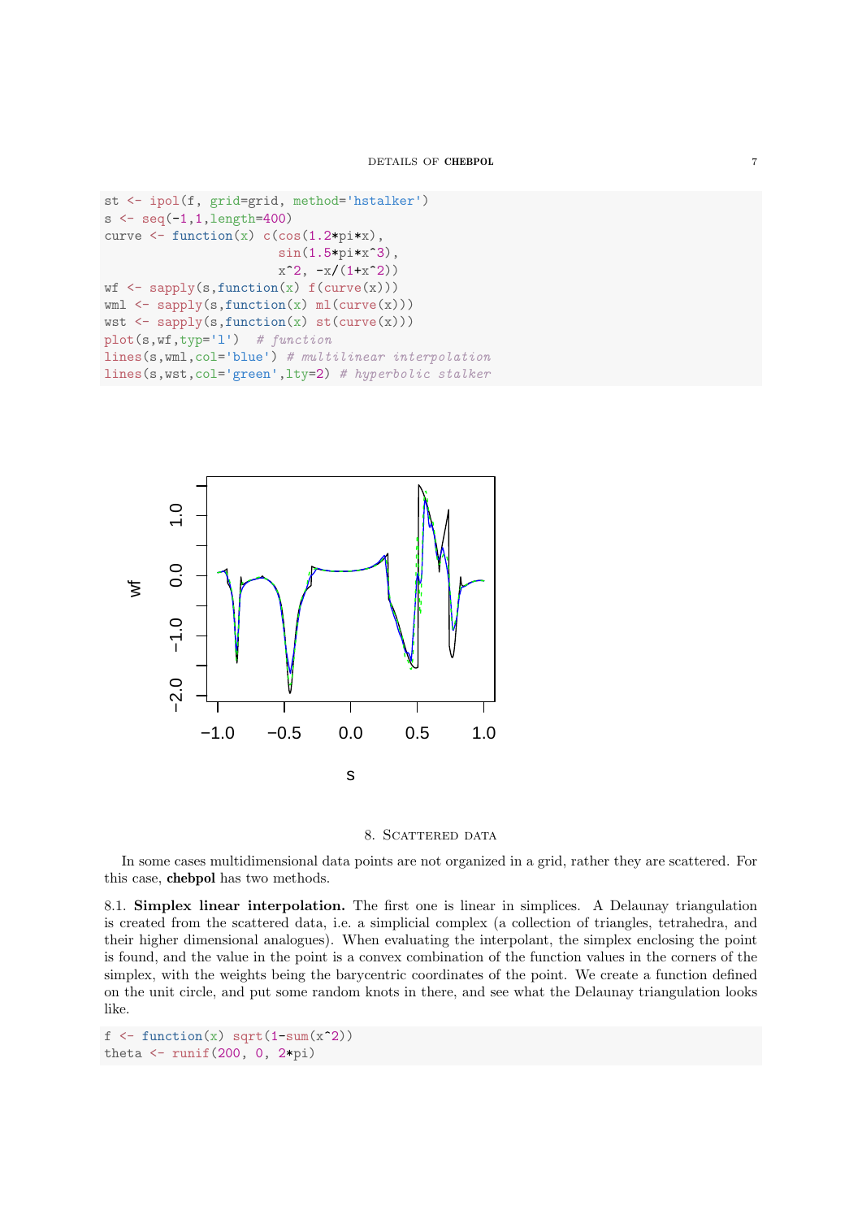```
st <- ipol(f, grid=grid, method='hstalker')
s <- seq(-1,1,length=400)
curve <- function(x) c(cos(1.2*pi*x),
                       sin(1.5*pi*x^3),
                       x^2, -x/(1+x^2))
wf <- sapply(s,function(x) f(curve(x)))
wml <- sapply(s,function(x) ml(curve(x)))
wst <- sapply(s,function(x) st(curve(x)))
plot(s,wf,typ='l')  # function
lines(s,wml,col='blue') # multilinear interpolation
lines(s,wst,col='green',lty=2) # hyperbolic stalker
```

## 8. Scattered data

In some cases multidimensional data points are not organized in a grid, rather they are scattered. For this case, **chebpol** has two methods.

### 8.1. Simplex linear interpolation.

The first one is linear in simplices. A Delaunay triangulation is created from the scattered data, i.e. a simplicial complex (a collection of triangles, tetrahedra, and their higher dimensional analogues). When evaluating the interpolant, the simplex enclosing the point is found, and the value in the point is a convex combination of the function values in the corners of the simplex, with the weights being the barycentric coordinates of the point. We create a function defined on the unit circle, and put some random knots in there, and see what the Delaunay triangulation looks like.

```
f <- function(x) sqrt(1-sum(x^2))
theta <- runif(200, 0, 2*pi)
```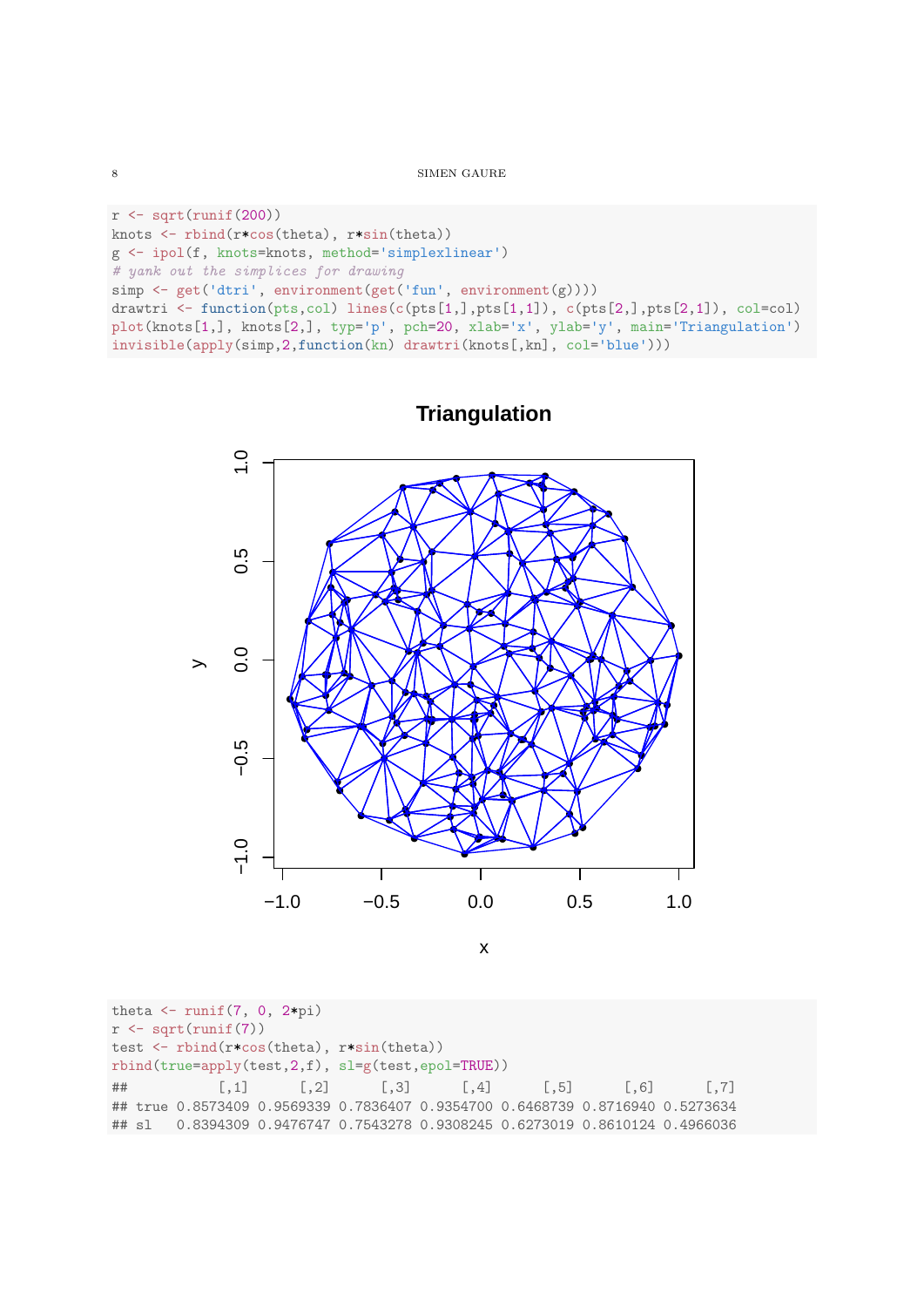```
r <- sqrt(runif(200))
knots <- rbind(r*cos(theta), r*sin(theta))
g <- ipol(f, knots=knots, method='simplexlinear')
# yank out the simplices for drawing
simp <- get('dtri', environment(get('fun', environment(g))))
drawtri <- function(pts,col) lines(c(pts[1,],pts[1,1]), c(pts[2,],pts[2,1]), col=col)
plot(knots[1,], knots[2,], typ='p', pch=20, xlab='x', ylab='y', main='Triangulation')
invisible(apply(simp,2,function(kn) drawtri(knots[,kn], col='blue')))
```

```
theta <- runif(7, 0, 2*pi)
r <- sqrt(runif(7))
test <- rbind(r*cos(theta), r*sin(theta))
rbind(true=apply(test,2,f), sl=g(test,epol=TRUE))
##           [,1]      [,2]      [,3]      [,4]      [,5]      [,6]      [,7]
## true 0.8573409 0.9569339 0.7836407 0.9354700 0.6468739 0.8716940 0.5273634
## sl   0.8394309 0.9476747 0.7543278 0.9308245 0.6273019 0.8610124 0.4966036
```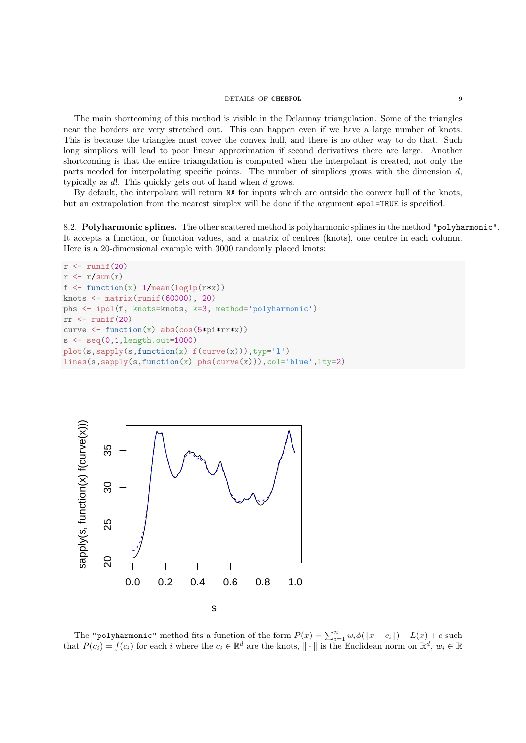The main shortcoming of this method is visible in the Delaunay triangulation. Some of the triangles near the borders are very stretched out. This can happen even if we have a large number of knots. This is because the triangles must cover the convex hull, and there is no other way to do that. Such long simplices will lead to poor linear approximation if second derivatives there are large. Another shortcoming is that the entire triangulation is computed when the interpolant is created, not only the parts needed for interpolating specific points. The number of simplices grows with the dimension $d$, typically as $d!$. This quickly gets out of hand when $d$ grows.

By default, the interpolant will return `NA` for inputs which are outside the convex hull of the knots, but an extrapolation from the nearest simplex will be done if the argument `epol=TRUE` is specified.

### 8.2. Polyharmonic splines.

The other scattered method is polyharmonic splines in the method `"polyharmonic"`. It accepts a function, or function values, and a matrix of centres (knots), one centre in each column. Here is a 20-dimensional example with 3000 randomly placed knots:

```
r <- runif(20)
r <- r/sum(r)
f <- function(x) 1/mean(log1p(r*x))
knots <- matrix(runif(60000), 20)
phs <- ipol(f, knots=knots, k=3, method='polyharmonic')
rr <- runif(20)
curve <- function(x) abs(cos(5*pi*rr*x))
s <- seq(0,1,length.out=1000)
plot(s,sapply(s,function(x) f(curve(x))),typ='l')
lines(s,sapply(s,function(x) phs(curve(x))),col='blue',lty=2)
```

The `"polyharmonic"` method fits a function of the form $P(x) = \sum_{i=1}^{n} w_i \phi(\|x - c_i\|) + L(x) + c$ such that $P(c_i) = f(c_i)$ for each $i$ where the $c_i \in \mathbb{R}^d$ are the knots, $\|\cdot\|$ is the Euclidean norm on $\mathbb{R}^d$, $w_i \in \mathbb{R}$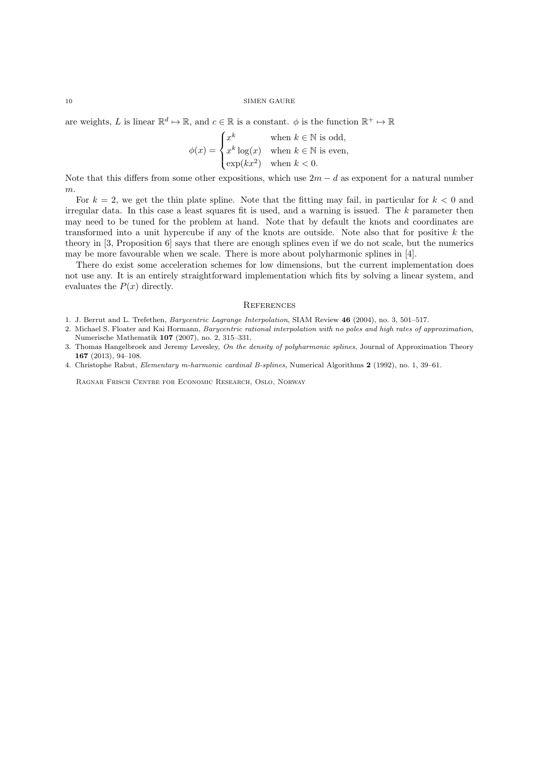are weights, $L$ is linear $\mathbb{R}^d \mapsto \mathbb{R}$, and $c \in \mathbb{R}$ is a constant. $\phi$ is the function $\mathbb{R}^+ \mapsto \mathbb{R}$

$$\phi(x) = \begin{cases} x^k & \text{when } k \in \mathbb{N} \text{ is odd,} \\ x^k \log(x) & \text{when } k \in \mathbb{N} \text{ is even,} \\ \exp(kx^2) & \text{when } k < 0. \end{cases}$$

Note that this differs from some other expositions, which use $2m - d$ as exponent for a natural number $m$.

For $k = 2$, we get the thin plate spline. Note that the fitting may fail, in particular for $k < 0$ and irregular data. In this case a least squares fit is used, and a warning is issued. The $k$ parameter then may need to be tuned for the problem at hand. Note that by default the knots and coordinates are transformed into a unit hypercube if any of the knots are outside. Note also that for positive $k$ the theory in [3, Proposition 6] says that there are enough splines even if we do not scale, but the numerics may be more favourable when we scale. There is more about polyharmonic splines in [4].

There do exist some acceleration schemes for low dimensions, but the current implementation does not use any. It is an entirely straightforward implementation which fits by solving a linear system, and evaluates the $P(x)$ directly.

## References

1. J. Berrut and L. Trefethen, *Barycentric Lagrange Interpolation*, SIAM Review **46** (2004), no. 3, 501–517.
2. Michael S. Floater and Kai Hormann, *Barycentric rational interpolation with no poles and high rates of approximation*, Numerische Mathematik **107** (2007), no. 2, 315–331.
3. Thomas Hangelbroek and Jeremy Levesley, *On the density of polyharmonic splines*, Journal of Approximation Theory **167** (2013), 94–108.
4. Christophe Rabut, *Elementary m-harmonic cardinal B-splines*, Numerical Algorithms **2** (1992), no. 1, 39–61.

Ragnar Frisch Centre for Economic Research, Oslo, Norway